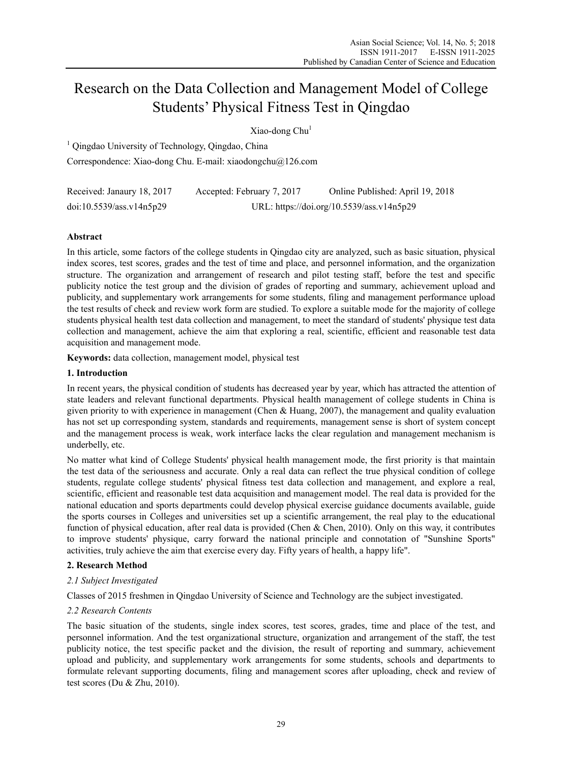# Research on the Data Collection and Management Model of College Students' Physical Fitness Test in Qingdao

Xiao-dong Chu[1]

[1] Qingdao University of Technology, Qingdao, China

Correspondence: Xiao-dong Chu. E-mail: xiaodongchu@126.com

Received: Janaury 18, 2017    Accepted: February 7, 2017    Online Published: April 19, 2018

doi:10.5539/ass.v14n5p29    URL: https://doi.org/10.5539/ass.v14n5p29

## Abstract

In this article, some factors of the college students in Qingdao city are analyzed, such as basic situation, physical index scores, test scores, grades and the test of time and place, and personnel information, and the organization structure. The organization and arrangement of research and pilot testing staff, before the test and specific publicity notice the test group and the division of grades of reporting and summary, achievement upload and publicity, and supplementary work arrangements for some students, filing and management performance upload the test results of check and review work form are studied. To explore a suitable mode for the majority of college students physical health test data collection and management, to meet the standard of students' physique test data collection and management, achieve the aim that exploring a real, scientific, efficient and reasonable test data acquisition and management mode.

**Keywords:** data collection, management model, physical test

## 1. Introduction

In recent years, the physical condition of students has decreased year by year, which has attracted the attention of state leaders and relevant functional departments. Physical health management of college students in China is given priority to with experience in management (Chen & Huang, 2007), the management and quality evaluation has not set up corresponding system, standards and requirements, management sense is short of system concept and the management process is weak, work interface lacks the clear regulation and management mechanism is underbelly, etc.

No matter what kind of College Students' physical health management mode, the first priority is that maintain the test data of the seriousness and accurate. Only a real data can reflect the true physical condition of college students, regulate college students' physical fitness test data collection and management, and explore a real, scientific, efficient and reasonable test data acquisition and management model. The real data is provided for the national education and sports departments could develop physical exercise guidance documents available, guide the sports courses in Colleges and universities set up a scientific arrangement, the real play to the educational function of physical education, after real data is provided (Chen & Chen, 2010). Only on this way, it contributes to improve students' physique, carry forward the national principle and connotation of "Sunshine Sports" activities, truly achieve the aim that exercise every day. Fifty years of health, a happy life".

## 2. Research Method

### *2.1 Subject Investigated*

Classes of 2015 freshmen in Qingdao University of Science and Technology are the subject investigated.

### *2.2 Research Contents*

The basic situation of the students, single index scores, test scores, grades, time and place of the test, and personnel information. And the test organizational structure, organization and arrangement of the staff, the test publicity notice, the test specific packet and the division, the result of reporting and summary, achievement upload and publicity, and supplementary work arrangements for some students, schools and departments to formulate relevant supporting documents, filing and management scores after uploading, check and review of test scores (Du & Zhu, 2010).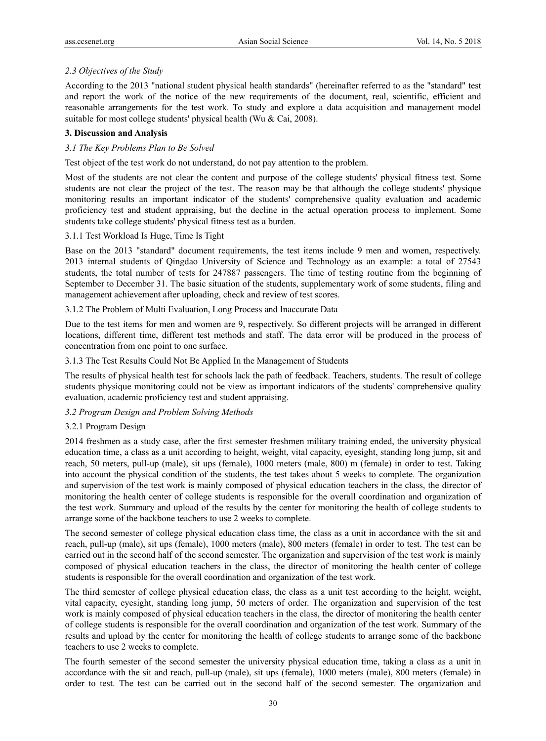### *2.3 Objectives of the Study*

According to the 2013 "national student physical health standards" (hereinafter referred to as the "standard" test and report the work of the notice of the new requirements of the document, real, scientific, efficient and reasonable arrangements for the test work. To study and explore a data acquisition and management model suitable for most college students' physical health (Wu & Cai, 2008).

## **3. Discussion and Analysis**

### *3.1 The Key Problems Plan to Be Solved*

Test object of the test work do not understand, do not pay attention to the problem.

Most of the students are not clear the content and purpose of the college students' physical fitness test. Some students are not clear the project of the test. The reason may be that although the college students' physique monitoring results an important indicator of the students' comprehensive quality evaluation and academic proficiency test and student appraising, but the decline in the actual operation process to implement. Some students take college students' physical fitness test as a burden.

#### 3.1.1 Test Workload Is Huge, Time Is Tight

Base on the 2013 "standard" document requirements, the test items include 9 men and women, respectively. 2013 internal students of Qingdao University of Science and Technology as an example: a total of 27543 students, the total number of tests for 247887 passengers. The time of testing routine from the beginning of September to December 31. The basic situation of the students, supplementary work of some students, filing and management achievement after uploading, check and review of test scores.

#### 3.1.2 The Problem of Multi Evaluation, Long Process and Inaccurate Data

Due to the test items for men and women are 9, respectively. So different projects will be arranged in different locations, different time, different test methods and staff. The data error will be produced in the process of concentration from one point to one surface.

#### 3.1.3 The Test Results Could Not Be Applied In the Management of Students

The results of physical health test for schools lack the path of feedback. Teachers, students. The result of college students physique monitoring could not be view as important indicators of the students' comprehensive quality evaluation, academic proficiency test and student appraising.

### *3.2 Program Design and Problem Solving Methods*

#### 3.2.1 Program Design

2014 freshmen as a study case, after the first semester freshmen military training ended, the university physical education time, a class as a unit according to height, weight, vital capacity, eyesight, standing long jump, sit and reach, 50 meters, pull-up (male), sit ups (female), 1000 meters (male, 800) m (female) in order to test. Taking into account the physical condition of the students, the test takes about 5 weeks to complete. The organization and supervision of the test work is mainly composed of physical education teachers in the class, the director of monitoring the health center of college students is responsible for the overall coordination and organization of the test work. Summary and upload of the results by the center for monitoring the health of college students to arrange some of the backbone teachers to use 2 weeks to complete.

The second semester of college physical education class time, the class as a unit in accordance with the sit and reach, pull-up (male), sit ups (female), 1000 meters (male), 800 meters (female) in order to test. The test can be carried out in the second half of the second semester. The organization and supervision of the test work is mainly composed of physical education teachers in the class, the director of monitoring the health center of college students is responsible for the overall coordination and organization of the test work.

The third semester of college physical education class, the class as a unit test according to the height, weight, vital capacity, eyesight, standing long jump, 50 meters of order. The organization and supervision of the test work is mainly composed of physical education teachers in the class, the director of monitoring the health center of college students is responsible for the overall coordination and organization of the test work. Summary of the results and upload by the center for monitoring the health of college students to arrange some of the backbone teachers to use 2 weeks to complete.

The fourth semester of the second semester the university physical education time, taking a class as a unit in accordance with the sit and reach, pull-up (male), sit ups (female), 1000 meters (male), 800 meters (female) in order to test. The test can be carried out in the second half of the second semester. The organization and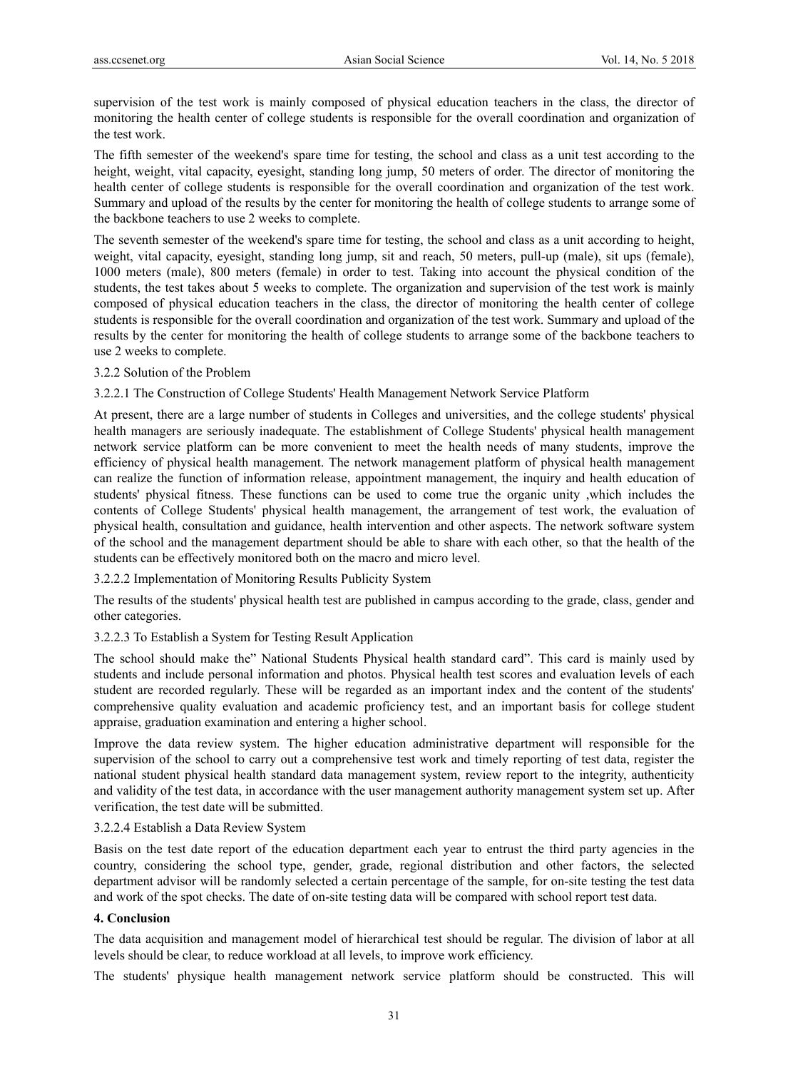supervision of the test work is mainly composed of physical education teachers in the class, the director of monitoring the health center of college students is responsible for the overall coordination and organization of the test work.

The fifth semester of the weekend's spare time for testing, the school and class as a unit test according to the height, weight, vital capacity, eyesight, standing long jump, 50 meters of order. The director of monitoring the health center of college students is responsible for the overall coordination and organization of the test work. Summary and upload of the results by the center for monitoring the health of college students to arrange some of the backbone teachers to use 2 weeks to complete.

The seventh semester of the weekend's spare time for testing, the school and class as a unit according to height, weight, vital capacity, eyesight, standing long jump, sit and reach, 50 meters, pull-up (male), sit ups (female), 1000 meters (male), 800 meters (female) in order to test. Taking into account the physical condition of the students, the test takes about 5 weeks to complete. The organization and supervision of the test work is mainly composed of physical education teachers in the class, the director of monitoring the health center of college students is responsible for the overall coordination and organization of the test work. Summary and upload of the results by the center for monitoring the health of college students to arrange some of the backbone teachers to use 2 weeks to complete.

#### 3.2.2 Solution of the Problem

##### 3.2.2.1 The Construction of College Students' Health Management Network Service Platform

At present, there are a large number of students in Colleges and universities, and the college students' physical health managers are seriously inadequate. The establishment of College Students' physical health management network service platform can be more convenient to meet the health needs of many students, improve the efficiency of physical health management. The network management platform of physical health management can realize the function of information release, appointment management, the inquiry and health education of students' physical fitness. These functions can be used to come true the organic unity ,which includes the contents of College Students' physical health management, the arrangement of test work, the evaluation of physical health, consultation and guidance, health intervention and other aspects. The network software system of the school and the management department should be able to share with each other, so that the health of the students can be effectively monitored both on the macro and micro level.

##### 3.2.2.2 Implementation of Monitoring Results Publicity System

The results of the students' physical health test are published in campus according to the grade, class, gender and other categories.

##### 3.2.2.3 To Establish a System for Testing Result Application

The school should make the" National Students Physical health standard card". This card is mainly used by students and include personal information and photos. Physical health test scores and evaluation levels of each student are recorded regularly. These will be regarded as an important index and the content of the students' comprehensive quality evaluation and academic proficiency test, and an important basis for college student appraise, graduation examination and entering a higher school.

Improve the data review system. The higher education administrative department will responsible for the supervision of the school to carry out a comprehensive test work and timely reporting of test data, register the national student physical health standard data management system, review report to the integrity, authenticity and validity of the test data, in accordance with the user management authority management system set up. After verification, the test date will be submitted.

##### 3.2.2.4 Establish a Data Review System

Basis on the test date report of the education department each year to entrust the third party agencies in the country, considering the school type, gender, grade, regional distribution and other factors, the selected department advisor will be randomly selected a certain percentage of the sample, for on-site testing the test data and work of the spot checks. The date of on-site testing data will be compared with school report test data.

## 4. Conclusion

The data acquisition and management model of hierarchical test should be regular. The division of labor at all levels should be clear, to reduce workload at all levels, to improve work efficiency.

The students' physique health management network service platform should be constructed. This will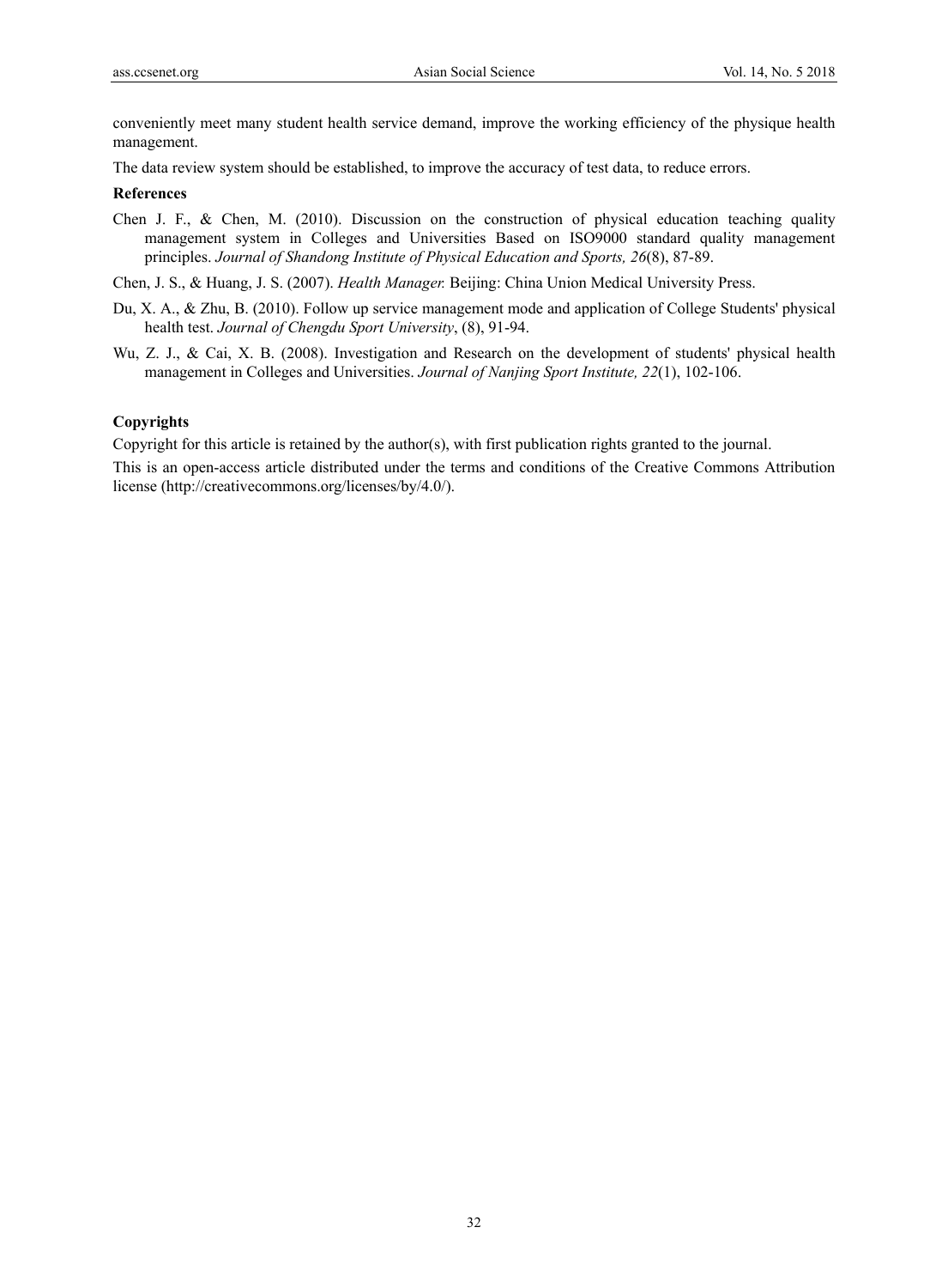conveniently meet many student health service demand, improve the working efficiency of the physique health management.

The data review system should be established, to improve the accuracy of test data, to reduce errors.

**References**

Chen J. F., & Chen, M. (2010). Discussion on the construction of physical education teaching quality management system in Colleges and Universities Based on ISO9000 standard quality management principles. *Journal of Shandong Institute of Physical Education and Sports, 26*(8), 87-89.

Chen, J. S., & Huang, J. S. (2007). *Health Manager.* Beijing: China Union Medical University Press.

Du, X. A., & Zhu, B. (2010). Follow up service management mode and application of College Students' physical health test. *Journal of Chengdu Sport University*, (8), 91-94.

Wu, Z. J., & Cai, X. B. (2008). Investigation and Research on the development of students' physical health management in Colleges and Universities. *Journal of Nanjing Sport Institute, 22*(1), 102-106.

**Copyrights**

Copyright for this article is retained by the author(s), with first publication rights granted to the journal.

This is an open-access article distributed under the terms and conditions of the Creative Commons Attribution license (http://creativecommons.org/licenses/by/4.0/).